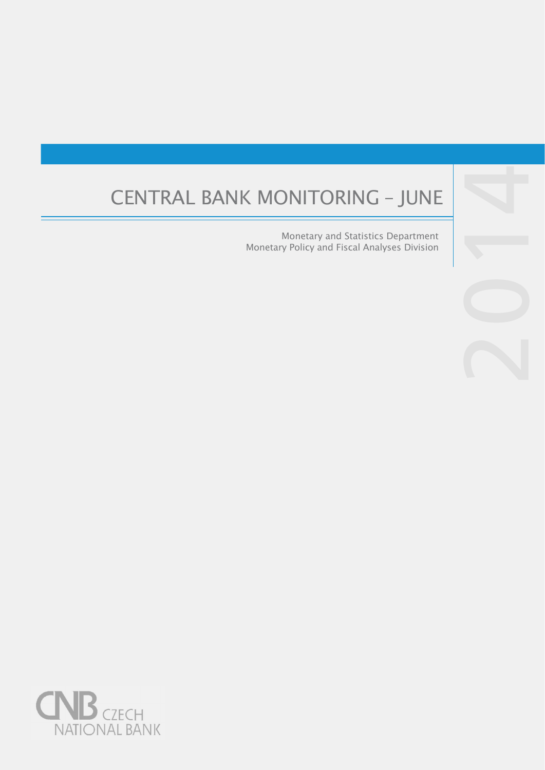# CENTRAL BANK MONITORING – JUNE

2014

Monetary and Statistics Department
Monetary Policy and Fiscal Analyses Division

CNB CZECH NATIONAL BANK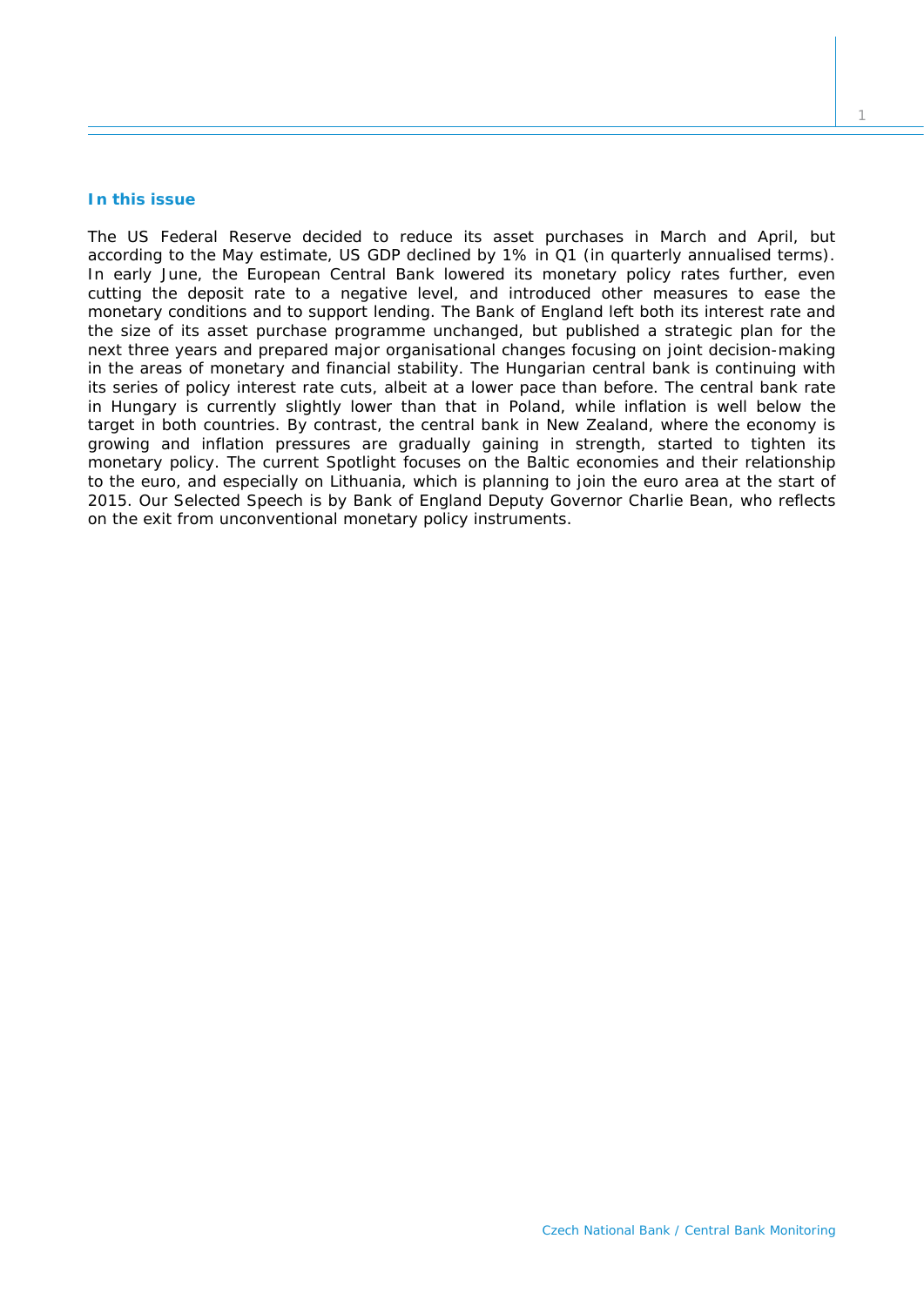### In this issue

The US Federal Reserve decided to reduce its asset purchases in March and April, but according to the May estimate, US GDP declined by 1% in Q1 (in quarterly annualised terms). In early June, the European Central Bank lowered its monetary policy rates further, even cutting the deposit rate to a negative level, and introduced other measures to ease the monetary conditions and to support lending. The Bank of England left both its interest rate and the size of its asset purchase programme unchanged, but published a strategic plan for the next three years and prepared major organisational changes focusing on joint decision-making in the areas of monetary and financial stability. The Hungarian central bank is continuing with its series of policy interest rate cuts, albeit at a lower pace than before. The central bank rate in Hungary is currently slightly lower than that in Poland, while inflation is well below the target in both countries. By contrast, the central bank in New Zealand, where the economy is growing and inflation pressures are gradually gaining in strength, started to tighten its monetary policy. The current Spotlight focuses on the Baltic economies and their relationship to the euro, and especially on Lithuania, which is planning to join the euro area at the start of 2015. Our Selected Speech is by Bank of England Deputy Governor Charlie Bean, who reflects on the exit from unconventional monetary policy instruments.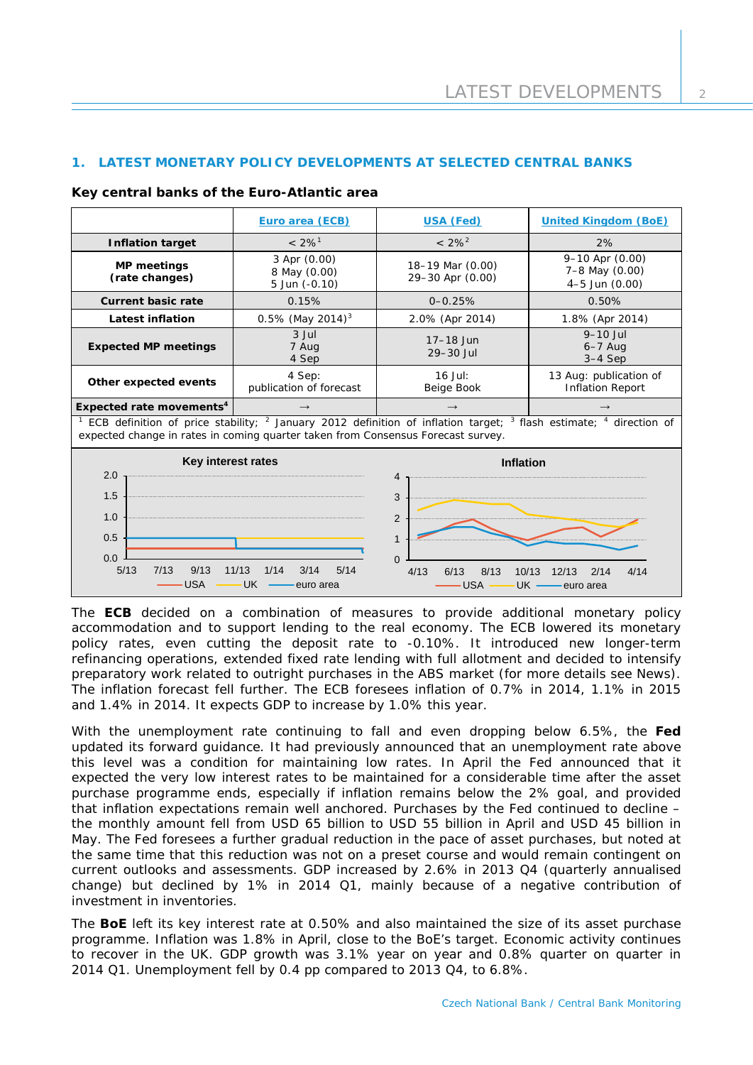## 1. LATEST MONETARY POLICY DEVELOPMENTS AT SELECTED CENTRAL BANKS

### Key central banks of the Euro-Atlantic area

| | Euro area (ECB) | USA (Fed) | United Kingdom (BoE) |
|---|---|---|---|
| **Inflation target** | < 2%[1] | < 2%[2] | 2% |
| **MP meetings (rate changes)** | 3 Apr (0.00) 8 May (0.00) 5 Jun (-0.10) | 18–19 Mar (0.00) 29–30 Apr (0.00) | 9–10 Apr (0.00) 7–8 May (0.00) 4–5 Jun (0.00) |
| **Current basic rate** | 0.15% | 0–0.25% | 0.50% |
| **Latest inflation** | 0.5% (May 2014)[3] | 2.0% (Apr 2014) | 1.8% (Apr 2014) |
| **Expected MP meetings** | 3 Jul 7 Aug 4 Sep | 17–18 Jun 29–30 Jul | 9–10 Jul 6–7 Aug 3–4 Sep |
| **Other expected events** | 4 Sep: publication of forecast | 16 Jul: Beige Book | 13 Aug: publication of Inflation Report |
| **Expected rate movements**[4] | → | → | → |

[1] ECB definition of price stability; [2] January 2012 definition of inflation target; [3] flash estimate; [4] direction of expected change in rates in coming quarter taken from Consensus Forecast survey.

Key interest rates

Inflation

The **ECB** decided on a combination of measures to provide additional monetary policy accommodation and to support lending to the real economy. The ECB lowered its monetary policy rates, even cutting the deposit rate to -0.10%. It introduced new longer-term refinancing operations, extended fixed rate lending with full allotment and decided to intensify preparatory work related to outright purchases in the ABS market (for more details see News). The inflation forecast fell further. The ECB foresees inflation of 0.7% in 2014, 1.1% in 2015 and 1.4% in 2014. It expects GDP to increase by 1.0% this year.

With the unemployment rate continuing to fall and even dropping below 6.5%, the **Fed** updated its forward guidance. It had previously announced that an unemployment rate above this level was a condition for maintaining low rates. In April the Fed announced that it expected the very low interest rates to be maintained for a considerable time after the asset purchase programme ends, especially if inflation remains below the 2% goal, and provided that inflation expectations remain well anchored. Purchases by the Fed continued to decline – the monthly amount fell from USD 65 billion to USD 55 billion in April and USD 45 billion in May. The Fed foresees a further gradual reduction in the pace of asset purchases, but noted at the same time that this reduction was not on a preset course and would remain contingent on current outlooks and assessments. GDP increased by 2.6% in 2013 Q4 (quarterly annualised change) but declined by 1% in 2014 Q1, mainly because of a negative contribution of investment in inventories.

The **BoE** left its key interest rate at 0.50% and also maintained the size of its asset purchase programme. Inflation was 1.8% in April, close to the BoE's target. Economic activity continues to recover in the UK. GDP growth was 3.1% year on year and 0.8% quarter on quarter in 2014 Q1. Unemployment fell by 0.4 pp compared to 2013 Q4, to 6.8%.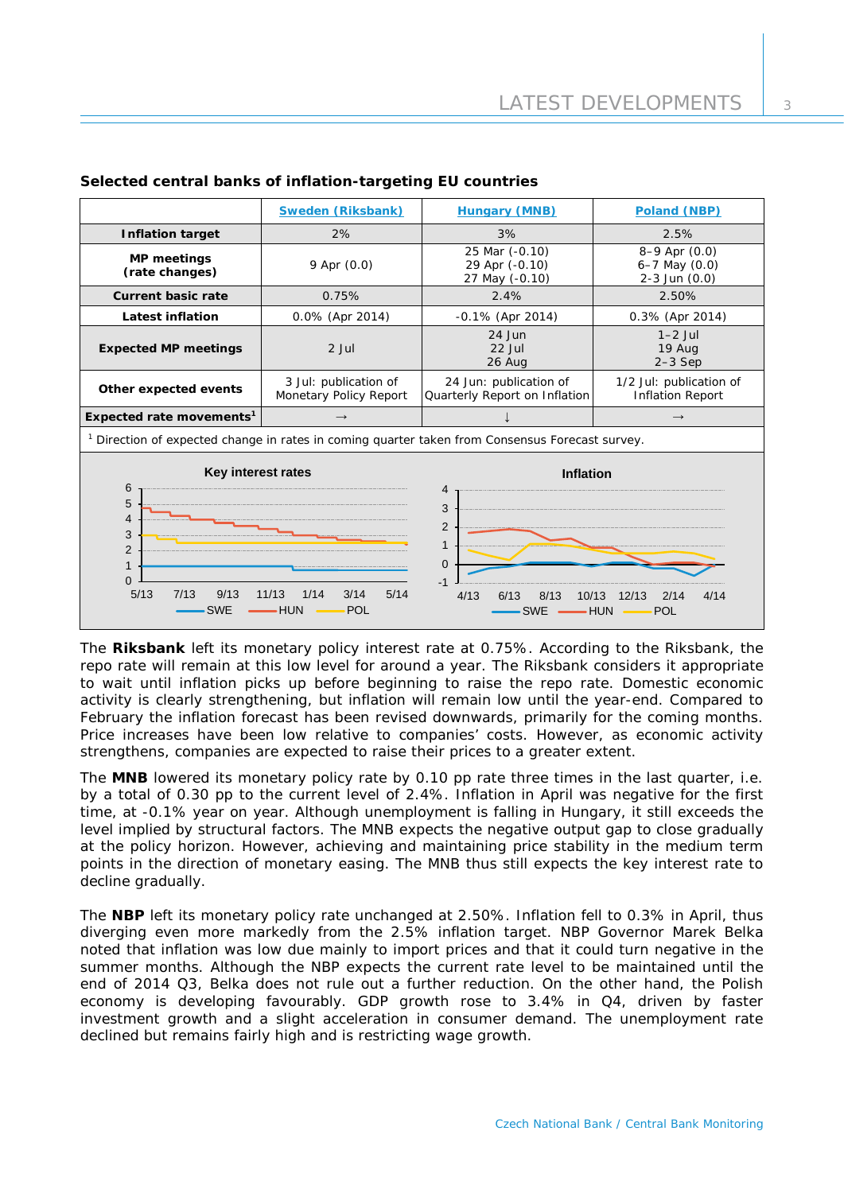**Selected central banks of inflation-targeting EU countries**

| | Sweden (Riksbank) | Hungary (MNB) | Poland (NBP) |
|---|---|---|---|
| **Inflation target** | 2% | 3% | 2.5% |
| **MP meetings (rate changes)** | 9 Apr (0.0) | 25 Mar (-0.10) 29 Apr (-0.10) 27 May (-0.10) | 8–9 Apr (0.0) 6–7 May (0.0) 2-3 Jun (0.0) |
| **Current basic rate** | 0.75% | 2.4% | 2.50% |
| **Latest inflation** | 0.0% (Apr 2014) | -0.1% (Apr 2014) | 0.3% (Apr 2014) |
| **Expected MP meetings** | 2 Jul | 24 Jun 22 Jul 26 Aug | 1–2 Jul 19 Aug 2–3 Sep |
| **Other expected events** | 3 Jul: publication of Monetary Policy Report | 24 Jun: publication of Quarterly Report on Inflation | 1/2 Jul: publication of Inflation Report |
| **Expected rate movements**[1] | → | ↓ | → |

[1] Direction of expected change in rates in coming quarter taken from Consensus Forecast survey.

The **Riksbank** left its monetary policy interest rate at 0.75%. According to the Riksbank, the repo rate will remain at this low level for around a year. The Riksbank considers it appropriate to wait until inflation picks up before beginning to raise the repo rate. Domestic economic activity is clearly strengthening, but inflation will remain low until the year-end. Compared to February the inflation forecast has been revised downwards, primarily for the coming months. Price increases have been low relative to companies' costs. However, as economic activity strengthens, companies are expected to raise their prices to a greater extent.

The **MNB** lowered its monetary policy rate by 0.10 pp rate three times in the last quarter, i.e. by a total of 0.30 pp to the current level of 2.4%. Inflation in April was negative for the first time, at -0.1% year on year. Although unemployment is falling in Hungary, it still exceeds the level implied by structural factors. The MNB expects the negative output gap to close gradually at the policy horizon. However, achieving and maintaining price stability in the medium term points in the direction of monetary easing. The MNB thus still expects the key interest rate to decline gradually.

The **NBP** left its monetary policy rate unchanged at 2.50%. Inflation fell to 0.3% in April, thus diverging even more markedly from the 2.5% inflation target. NBP Governor Marek Belka noted that inflation was low due mainly to import prices and that it could turn negative in the summer months. Although the NBP expects the current rate level to be maintained until the end of 2014 Q3, Belka does not rule out a further reduction. On the other hand, the Polish economy is developing favourably. GDP growth rose to 3.4% in Q4, driven by faster investment growth and a slight acceleration in consumer demand. The unemployment rate declined but remains fairly high and is restricting wage growth.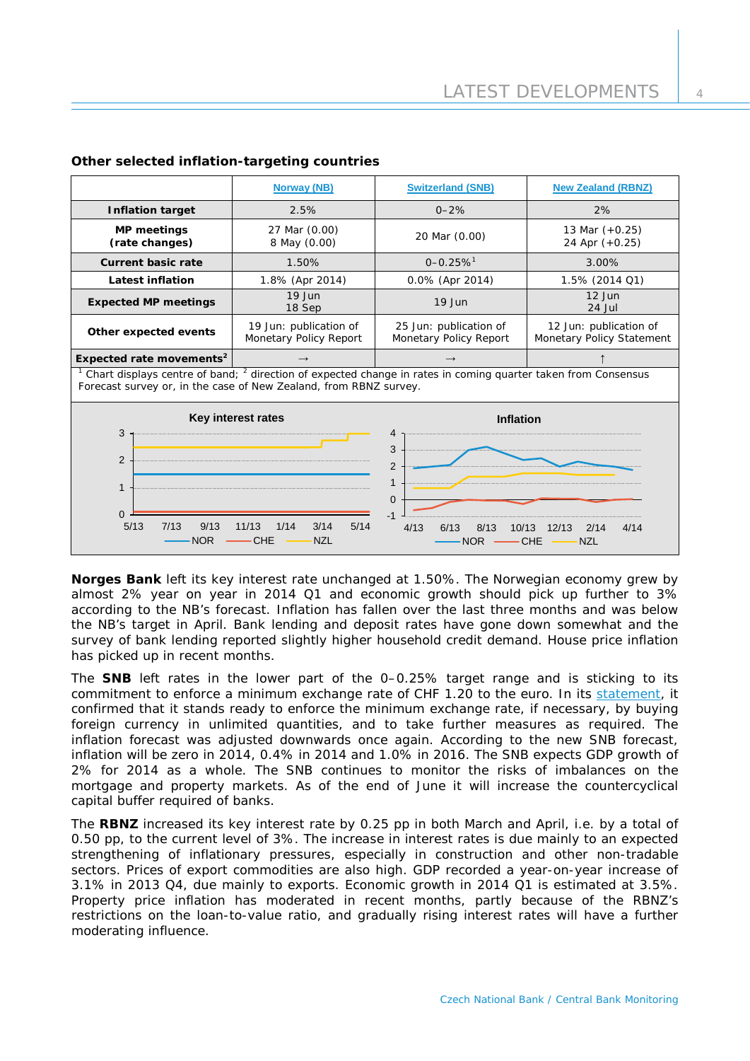**Other selected inflation-targeting countries**

| | Norway (NB) | Switzerland (SNB) | New Zealand (RBNZ) |
|---|---|---|---|
| **Inflation target** | 2.5% | 0–2% | 2% |
| **MP meetings (rate changes)** | 27 Mar (0.00)<br>8 May (0.00) | 20 Mar (0.00) | 13 Mar (+0.25)<br>24 Apr (+0.25) |
| **Current basic rate** | 1.50% | 0–0.25%[1] | 3.00% |
| **Latest inflation** | 1.8% (Apr 2014) | 0.0% (Apr 2014) | 1.5% (2014 Q1) |
| **Expected MP meetings** | 19 Jun<br>18 Sep | 19 Jun | 12 Jun<br>24 Jul |
| **Other expected events** | 19 Jun: publication of Monetary Policy Report | 25 Jun: publication of Monetary Policy Report | 12 Jun: publication of Monetary Policy Statement |
| **Expected rate movements[2]** | → | → | ↑ |

[1] Chart displays centre of band; [2] direction of expected change in rates in coming quarter taken from Consensus Forecast survey or, in the case of New Zealand, from RBNZ survey.

**Key interest rates** — NOR, CHE, NZL (5/13 – 5/14)

**Inflation** — NOR, CHE, NZL (4/13 – 4/14)

**Norges Bank** left its key interest rate unchanged at 1.50%. The Norwegian economy grew by almost 2% year on year in 2014 Q1 and economic growth should pick up further to 3% according to the NB's forecast. Inflation has fallen over the last three months and was below the NB's target in April. Bank lending and deposit rates have gone down somewhat and the survey of bank lending reported slightly higher household credit demand. House price inflation has picked up in recent months.

The **SNB** left rates in the lower part of the 0–0.25% target range and is sticking to its commitment to enforce a minimum exchange rate of CHF 1.20 to the euro. In its statement, it confirmed that it stands ready to enforce the minimum exchange rate, if necessary, by buying foreign currency in unlimited quantities, and to take further measures as required. The inflation forecast was adjusted downwards once again. According to the new SNB forecast, inflation will be zero in 2014, 0.4% in 2014 and 1.0% in 2016. The SNB expects GDP growth of 2% for 2014 as a whole. The SNB continues to monitor the risks of imbalances on the mortgage and property markets. As of the end of June it will increase the countercyclical capital buffer required of banks.

The **RBNZ** increased its key interest rate by 0.25 pp in both March and April, i.e. by a total of 0.50 pp, to the current level of 3%. The increase in interest rates is due mainly to an expected strengthening of inflationary pressures, especially in construction and other non-tradable sectors. Prices of export commodities are also high. GDP recorded a year-on-year increase of 3.1% in 2013 Q4, due mainly to exports. Economic growth in 2014 Q1 is estimated at 3.5%. Property price inflation has moderated in recent months, partly because of the RBNZ's restrictions on the loan-to-value ratio, and gradually rising interest rates will have a further moderating influence.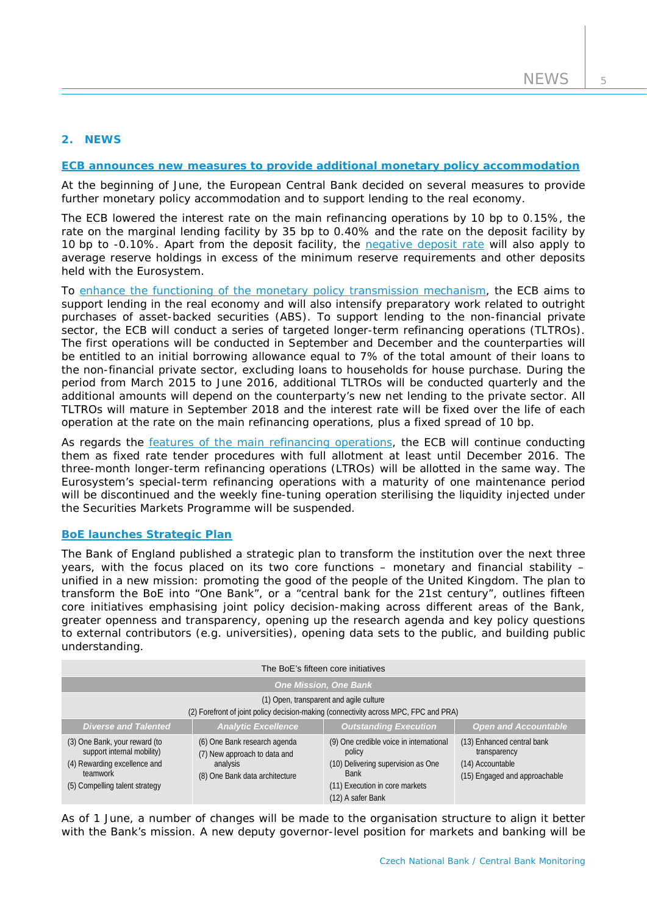## 2. NEWS

### ECB announces new measures to provide additional monetary policy accommodation

At the beginning of June, the European Central Bank decided on several measures to provide further monetary policy accommodation and to support lending to the real economy.

The ECB lowered the interest rate on the main refinancing operations by 10 bp to 0.15%, the rate on the marginal lending facility by 35 bp to 0.40% and the rate on the deposit facility by 10 bp to -0.10%. Apart from the deposit facility, the negative deposit rate will also apply to average reserve holdings in excess of the minimum reserve requirements and other deposits held with the Eurosystem.

To enhance the functioning of the monetary policy transmission mechanism, the ECB aims to support lending in the real economy and will also intensify preparatory work related to outright purchases of asset-backed securities (ABS). To support lending to the non-financial private sector, the ECB will conduct a series of targeted longer-term refinancing operations (TLTROs). The first operations will be conducted in September and December and the counterparties will be entitled to an initial borrowing allowance equal to 7% of the total amount of their loans to the non-financial private sector, excluding loans to households for house purchase. During the period from March 2015 to June 2016, additional TLTROs will be conducted quarterly and the additional amounts will depend on the counterparty's new net lending to the private sector. All TLTROs will mature in September 2018 and the interest rate will be fixed over the life of each operation at the rate on the main refinancing operations, plus a fixed spread of 10 bp.

As regards the features of the main refinancing operations, the ECB will continue conducting them as fixed rate tender procedures with full allotment at least until December 2016. The three-month longer-term refinancing operations (LTROs) will be allotted in the same way. The Eurosystem's special-term refinancing operations with a maturity of one maintenance period will be discontinued and the weekly fine-tuning operation sterilising the liquidity injected under the Securities Markets Programme will be suspended.

### BoE launches Strategic Plan

The Bank of England published a strategic plan to transform the institution over the next three years, with the focus placed on its two core functions – monetary and financial stability – unified in a new mission: promoting the good of the people of the United Kingdom. The plan to transform the BoE into "One Bank", or a "central bank for the 21st century", outlines fifteen core initiatives emphasising joint policy decision-making across different areas of the Bank, greater openness and transparency, opening up the research agenda and key policy questions to external contributors (e.g. universities), opening data sets to the public, and building public understanding.

| The BoE's fifteen core initiatives | | | |
|---|---|---|---|
| ***One Mission, One Bank*** | | | |
| (1) Open, transparent and agile culture<br>(2) Forefront of joint policy decision-making (connectivity across MPC, FPC and PRA) | | | |
| ***Diverse and Talented*** | ***Analytic Excellence*** | ***Outstanding Execution*** | ***Open and Accountable*** |
| (3) One Bank, your reward (to support internal mobility)<br>(4) Rewarding excellence and teamwork<br>(5) Compelling talent strategy | (6) One Bank research agenda<br>(7) New approach to data and analysis<br>(8) One Bank data architecture | (9) One credible voice in international policy<br>(10) Delivering supervision as One Bank<br>(11) Execution in core markets<br>(12) A safer Bank | (13) Enhanced central bank transparency<br>(14) Accountable<br>(15) Engaged and approachable |

As of 1 June, a number of changes will be made to the organisation structure to align it better with the Bank's mission. A new deputy governor-level position for markets and banking will be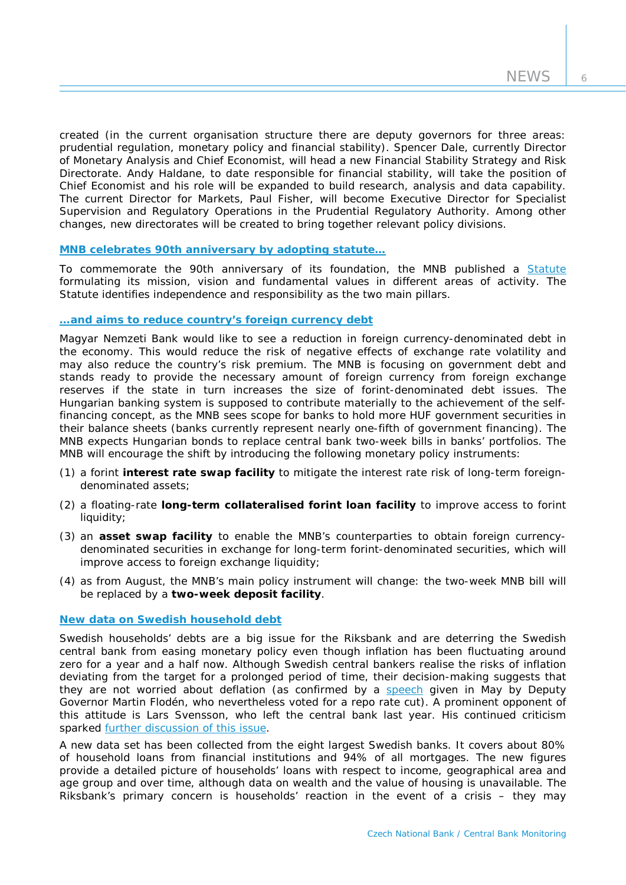created (in the current organisation structure there are deputy governors for three areas: prudential regulation, monetary policy and financial stability). Spencer Dale, currently Director of Monetary Analysis and Chief Economist, will head a new Financial Stability Strategy and Risk Directorate. Andy Haldane, to date responsible for financial stability, will take the position of Chief Economist and his role will be expanded to build research, analysis and data capability. The current Director for Markets, Paul Fisher, will become Executive Director for Specialist Supervision and Regulatory Operations in the Prudential Regulatory Authority. Among other changes, new directorates will be created to bring together relevant policy divisions.

### MNB celebrates 90th anniversary by adopting statute…

To commemorate the 90th anniversary of its foundation, the MNB published a Statute formulating its mission, vision and fundamental values in different areas of activity. The Statute identifies independence and responsibility as the two main pillars.

### …and aims to reduce country's foreign currency debt

Magyar Nemzeti Bank would like to see a reduction in foreign currency-denominated debt in the economy. This would reduce the risk of negative effects of exchange rate volatility and may also reduce the country's risk premium. The MNB is focusing on government debt and stands ready to provide the necessary amount of foreign currency from foreign exchange reserves if the state in turn increases the size of forint-denominated debt issues. The Hungarian banking system is supposed to contribute materially to the achievement of the self-financing concept, as the MNB sees scope for banks to hold more HUF government securities in their balance sheets (banks currently represent nearly one-fifth of government financing). The MNB expects Hungarian bonds to replace central bank two-week bills in banks' portfolios. The MNB will encourage the shift by introducing the following monetary policy instruments:

(1) a forint **interest rate swap facility** to mitigate the interest rate risk of long-term foreign-denominated assets;

(2) a floating-rate **long-term collateralised forint loan facility** to improve access to forint liquidity;

(3) an **asset swap facility** to enable the MNB's counterparties to obtain foreign currency-denominated securities in exchange for long-term forint-denominated securities, which will improve access to foreign exchange liquidity;

(4) as from August, the MNB's main policy instrument will change: the two-week MNB bill will be replaced by a **two-week deposit facility**.

### New data on Swedish household debt

Swedish households' debts are a big issue for the Riksbank and are deterring the Swedish central bank from easing monetary policy even though inflation has been fluctuating around zero for a year and a half now. Although Swedish central bankers realise the risks of inflation deviating from the target for a prolonged period of time, their decision-making suggests that they are not worried about deflation (as confirmed by a speech given in May by Deputy Governor Martin Flodén, who nevertheless voted for a repo rate cut). A prominent opponent of this attitude is Lars Svensson, who left the central bank last year. His continued criticism sparked further discussion of this issue.

A new data set has been collected from the eight largest Swedish banks. It covers about 80% of household loans from financial institutions and 94% of all mortgages. The new figures provide a detailed picture of households' loans with respect to income, geographical area and age group and over time, although data on wealth and the value of housing is unavailable. The Riksbank's primary concern is households' reaction in the event of a crisis – they may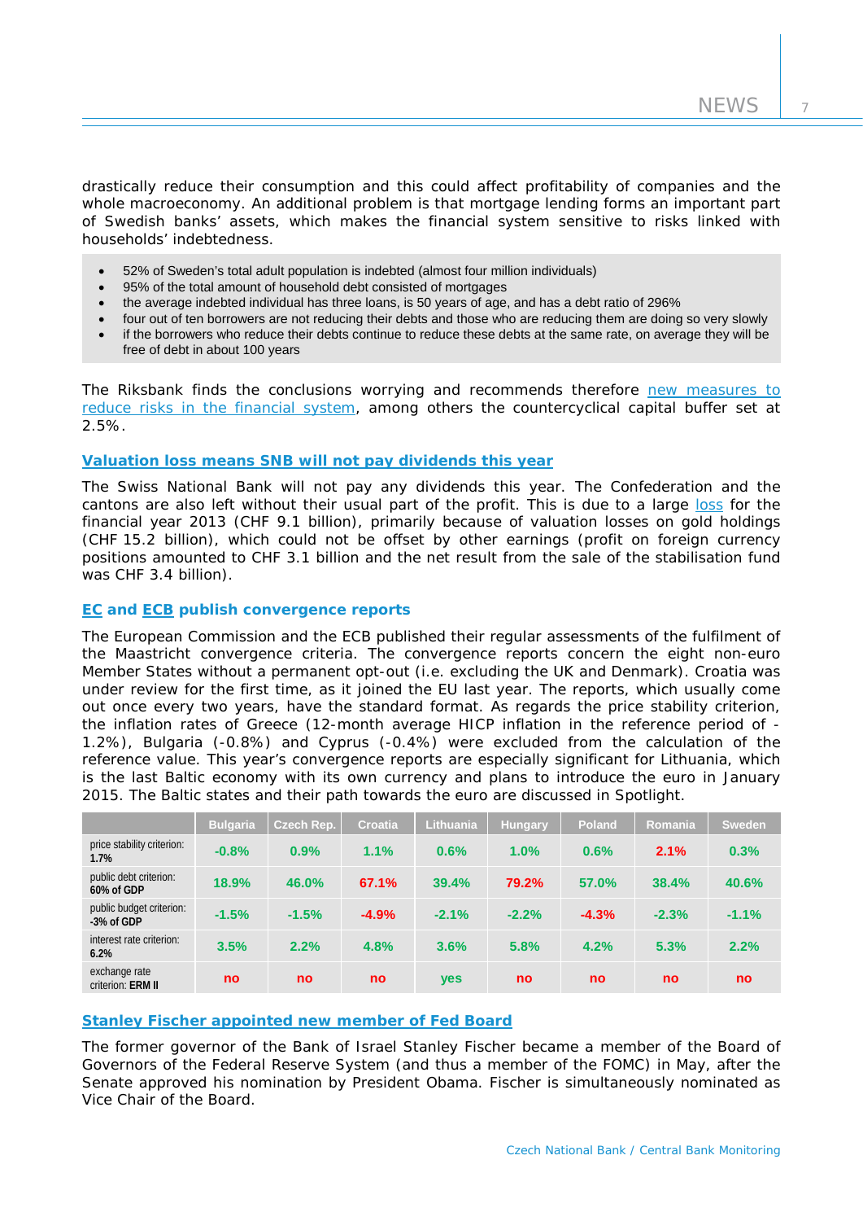drastically reduce their consumption and this could affect profitability of companies and the whole macroeconomy. An additional problem is that mortgage lending forms an important part of Swedish banks' assets, which makes the financial system sensitive to risks linked with households' indebtedness.

- 52% of Sweden's total adult population is indebted (almost four million individuals)
- 95% of the total amount of household debt consisted of mortgages
- the average indebted individual has three loans, is 50 years of age, and has a debt ratio of 296%
- four out of ten borrowers are not reducing their debts and those who are reducing them are doing so very slowly
- if the borrowers who reduce their debts continue to reduce these debts at the same rate, on average they will be free of debt in about 100 years

The Riksbank finds the conclusions worrying and recommends therefore new measures to reduce risks in the financial system, among others the countercyclical capital buffer set at 2.5%.

### Valuation loss means SNB will not pay dividends this year

The Swiss National Bank will not pay any dividends this year. The Confederation and the cantons are also left without their usual part of the profit. This is due to a large loss for the financial year 2013 (CHF 9.1 billion), primarily because of valuation losses on gold holdings (CHF 15.2 billion), which could not be offset by other earnings (profit on foreign currency positions amounted to CHF 3.1 billion and the net result from the sale of the stabilisation fund was CHF 3.4 billion).

### EC and ECB publish convergence reports

The European Commission and the ECB published their regular assessments of the fulfilment of the Maastricht convergence criteria. The convergence reports concern the eight non-euro Member States without a permanent opt-out (i.e. excluding the UK and Denmark). Croatia was under review for the first time, as it joined the EU last year. The reports, which usually come out once every two years, have the standard format. As regards the price stability criterion, the inflation rates of Greece (12-month average HICP inflation in the reference period of -1.2%), Bulgaria (-0.8%) and Cyprus (-0.4%) were excluded from the calculation of the reference value. This year's convergence reports are especially significant for Lithuania, which is the last Baltic economy with its own currency and plans to introduce the euro in January 2015. The Baltic states and their path towards the euro are discussed in Spotlight.

| | Bulgaria | Czech Rep. | Croatia | Lithuania | Hungary | Poland | Romania | Sweden |
|---|---|---|---|---|---|---|---|---|
| price stability criterion: **1.7%** | -0.8% | 0.9% | 1.1% | 0.6% | 1.0% | 0.6% | 2.1% | 0.3% |
| public debt criterion: **60% of GDP** | 18.9% | 46.0% | 67.1% | 39.4% | 79.2% | 57.0% | 38.4% | 40.6% |
| public budget criterion: **-3% of GDP** | -1.5% | -1.5% | -4.9% | -2.1% | -2.2% | -4.3% | -2.3% | -1.1% |
| interest rate criterion: **6.2%** | 3.5% | 2.2% | 4.8% | 3.6% | 5.8% | 4.2% | 5.3% | 2.2% |
| exchange rate criterion: **ERM II** | no | no | no | yes | no | no | no | no |

### Stanley Fischer appointed new member of Fed Board

The former governor of the Bank of Israel Stanley Fischer became a member of the Board of Governors of the Federal Reserve System (and thus a member of the FOMC) in May, after the Senate approved his nomination by President Obama. Fischer is simultaneously nominated as Vice Chair of the Board.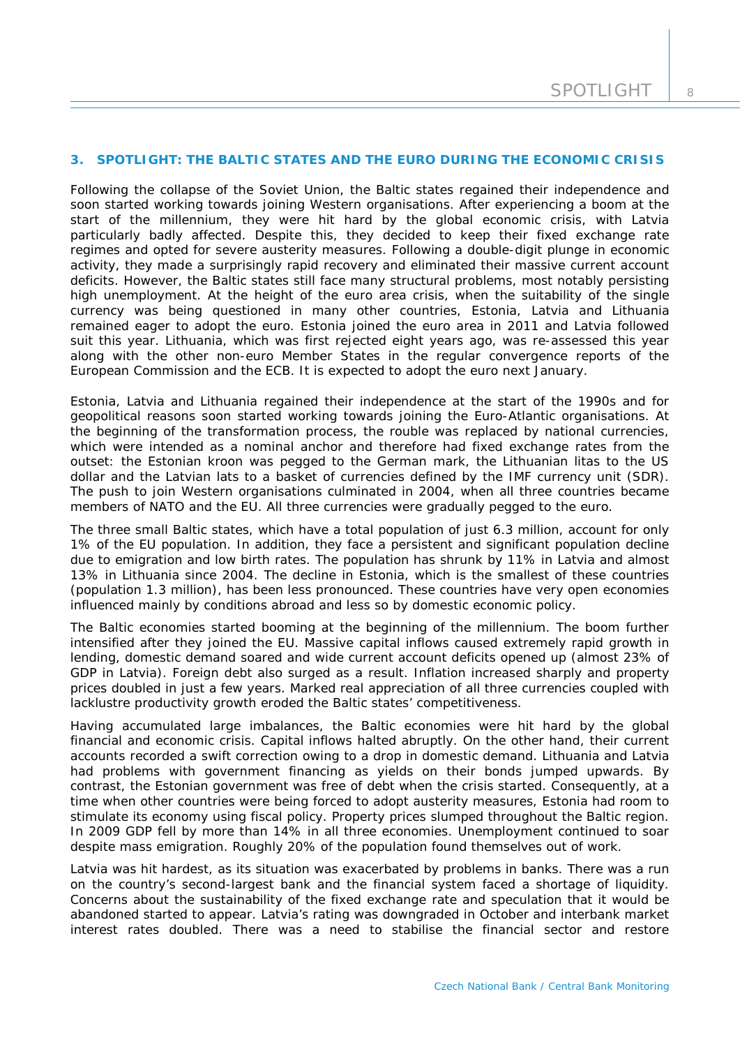## 3. SPOTLIGHT: THE BALTIC STATES AND THE EURO DURING THE ECONOMIC CRISIS

Following the collapse of the Soviet Union, the Baltic states regained their independence and soon started working towards joining Western organisations. After experiencing a boom at the start of the millennium, they were hit hard by the global economic crisis, with Latvia particularly badly affected. Despite this, they decided to keep their fixed exchange rate regimes and opted for severe austerity measures. Following a double-digit plunge in economic activity, they made a surprisingly rapid recovery and eliminated their massive current account deficits. However, the Baltic states still face many structural problems, most notably persisting high unemployment. At the height of the euro area crisis, when the suitability of the single currency was being questioned in many other countries, Estonia, Latvia and Lithuania remained eager to adopt the euro. Estonia joined the euro area in 2011 and Latvia followed suit this year. Lithuania, which was first rejected eight years ago, was re-assessed this year along with the other non-euro Member States in the regular convergence reports of the European Commission and the ECB. It is expected to adopt the euro next January.

Estonia, Latvia and Lithuania regained their independence at the start of the 1990s and for geopolitical reasons soon started working towards joining the Euro-Atlantic organisations. At the beginning of the transformation process, the rouble was replaced by national currencies, which were intended as a nominal anchor and therefore had fixed exchange rates from the outset: the Estonian kroon was pegged to the German mark, the Lithuanian litas to the US dollar and the Latvian lats to a basket of currencies defined by the IMF currency unit (SDR). The push to join Western organisations culminated in 2004, when all three countries became members of NATO and the EU. All three currencies were gradually pegged to the euro.

The three small Baltic states, which have a total population of just 6.3 million, account for only 1% of the EU population. In addition, they face a persistent and significant population decline due to emigration and low birth rates. The population has shrunk by 11% in Latvia and almost 13% in Lithuania since 2004. The decline in Estonia, which is the smallest of these countries (population 1.3 million), has been less pronounced. These countries have very open economies influenced mainly by conditions abroad and less so by domestic economic policy.

The Baltic economies started booming at the beginning of the millennium. The boom further intensified after they joined the EU. Massive capital inflows caused extremely rapid growth in lending, domestic demand soared and wide current account deficits opened up (almost 23% of GDP in Latvia). Foreign debt also surged as a result. Inflation increased sharply and property prices doubled in just a few years. Marked real appreciation of all three currencies coupled with lacklustre productivity growth eroded the Baltic states' competitiveness.

Having accumulated large imbalances, the Baltic economies were hit hard by the global financial and economic crisis. Capital inflows halted abruptly. On the other hand, their current accounts recorded a swift correction owing to a drop in domestic demand. Lithuania and Latvia had problems with government financing as yields on their bonds jumped upwards. By contrast, the Estonian government was free of debt when the crisis started. Consequently, at a time when other countries were being forced to adopt austerity measures, Estonia had room to stimulate its economy using fiscal policy. Property prices slumped throughout the Baltic region. In 2009 GDP fell by more than 14% in all three economies. Unemployment continued to soar despite mass emigration. Roughly 20% of the population found themselves out of work.

Latvia was hit hardest, as its situation was exacerbated by problems in banks. There was a run on the country's second-largest bank and the financial system faced a shortage of liquidity. Concerns about the sustainability of the fixed exchange rate and speculation that it would be abandoned started to appear. Latvia's rating was downgraded in October and interbank market interest rates doubled. There was a need to stabilise the financial sector and restore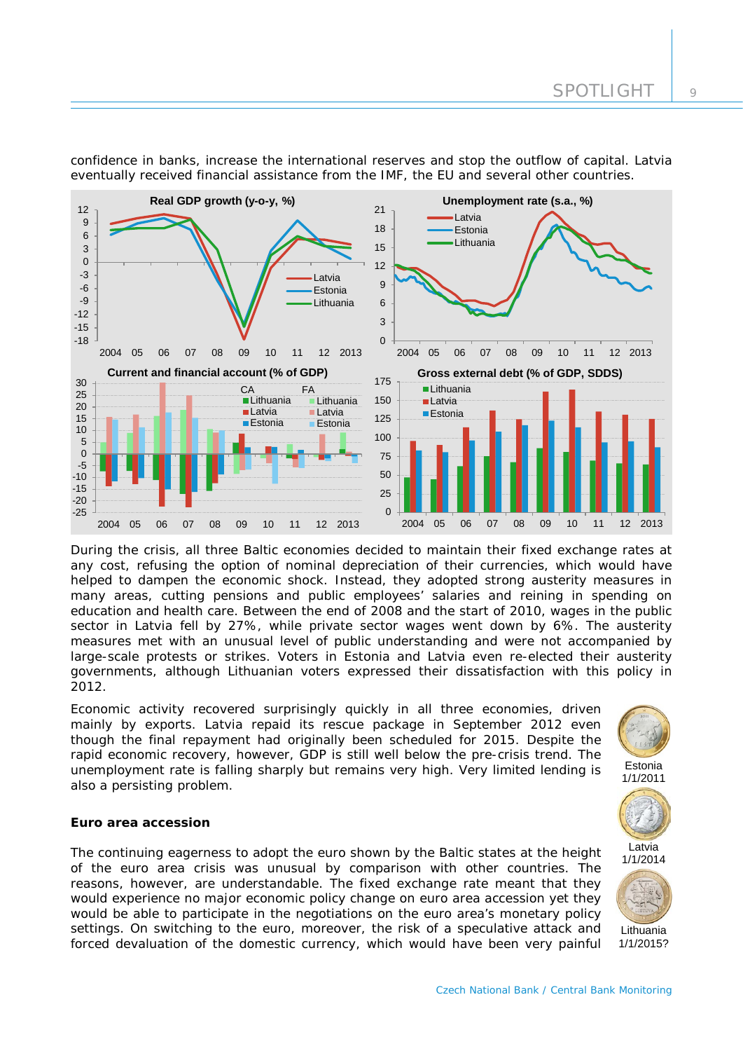confidence in banks, increase the international reserves and stop the outflow of capital. Latvia eventually received financial assistance from the IMF, the EU and several other countries.

During the crisis, all three Baltic economies decided to maintain their fixed exchange rates at any cost, refusing the option of nominal depreciation of their currencies, which would have helped to dampen the economic shock. Instead, they adopted strong austerity measures in many areas, cutting pensions and public employees' salaries and reining in spending on education and health care. Between the end of 2008 and the start of 2010, wages in the public sector in Latvia fell by 27%, while private sector wages went down by 6%. The austerity measures met with an unusual level of public understanding and were not accompanied by large-scale protests or strikes. Voters in Estonia and Latvia even re-elected their austerity governments, although Lithuanian voters expressed their dissatisfaction with this policy in 2012.

Economic activity recovered surprisingly quickly in all three economies, driven mainly by exports. Latvia repaid its rescue package in September 2012 even though the final repayment had originally been scheduled for 2015. Despite the rapid economic recovery, however, GDP is still well below the pre-crisis trend. The unemployment rate is falling sharply but remains very high. Very limited lending is also a persisting problem.

Estonia 1/1/2011

Latvia 1/1/2014

Lithuania 1/1/2015?

**Euro area accession**

The continuing eagerness to adopt the euro shown by the Baltic states at the height of the euro area crisis was unusual by comparison with other countries. The reasons, however, are understandable. The fixed exchange rate meant that they would experience no major economic policy change on euro area accession yet they would be able to participate in the negotiations on the euro area's monetary policy settings. On switching to the euro, moreover, the risk of a speculative attack and forced devaluation of the domestic currency, which would have been very painful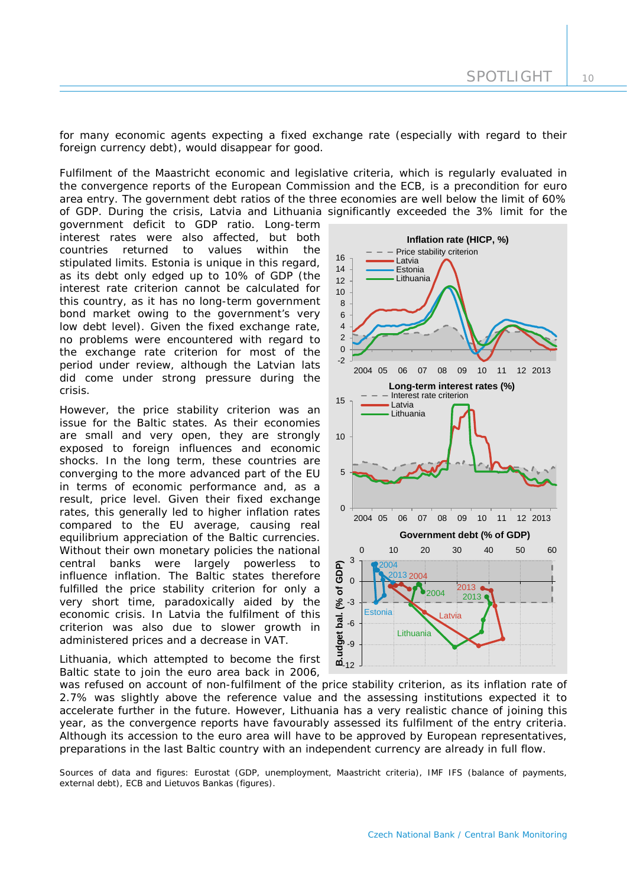for many economic agents expecting a fixed exchange rate (especially with regard to their foreign currency debt), would disappear for good.

Fulfilment of the Maastricht economic and legislative criteria, which is regularly evaluated in the convergence reports of the European Commission and the ECB, is a precondition for euro area entry. The government debt ratios of the three economies are well below the limit of 60% of GDP. During the crisis, Latvia and Lithuania significantly exceeded the 3% limit for the government deficit to GDP ratio. Long-term interest rates were also affected, but both countries returned to values within the stipulated limits. Estonia is unique in this regard, as its debt only edged up to 10% of GDP (the interest rate criterion cannot be calculated for this country, as it has no long-term government bond market owing to the government's very low debt level). Given the fixed exchange rate, no problems were encountered with regard to the exchange rate criterion for most of the period under review, although the Latvian lats did come under strong pressure during the crisis.

However, the price stability criterion was an issue for the Baltic states. As their economies are small and very open, they are strongly exposed to foreign influences and economic shocks. In the long term, these countries are converging to the more advanced part of the EU in terms of economic performance and, as a result, price level. Given their fixed exchange rates, this generally led to higher inflation rates compared to the EU average, causing real equilibrium appreciation of the Baltic currencies. Without their own monetary policies the national central banks were largely powerless to influence inflation. The Baltic states therefore fulfilled the price stability criterion for only a very short time, paradoxically aided by the economic crisis. In Latvia the fulfilment of this criterion was also due to slower growth in administered prices and a decrease in VAT.

Lithuania, which attempted to become the first Baltic state to join the euro area back in 2006, was refused on account of non-fulfilment of the price stability criterion, as its inflation rate of 2.7% was slightly above the reference value and the assessing institutions expected it to accelerate further in the future. However, Lithuania has a very realistic chance of joining this year, as the convergence reports have favourably assessed its fulfilment of the entry criteria. Although its accession to the euro area will have to be approved by European representatives, preparations in the last Baltic country with an independent currency are already in full flow.

**Inflation rate (HICP, %)**

**Long-term interest rates (%)**

**Government debt (% of GDP)**

Sources of data and figures: Eurostat (GDP, unemployment, Maastricht criteria), IMF IFS (balance of payments, external debt), ECB and Lietuvos Bankas (figures).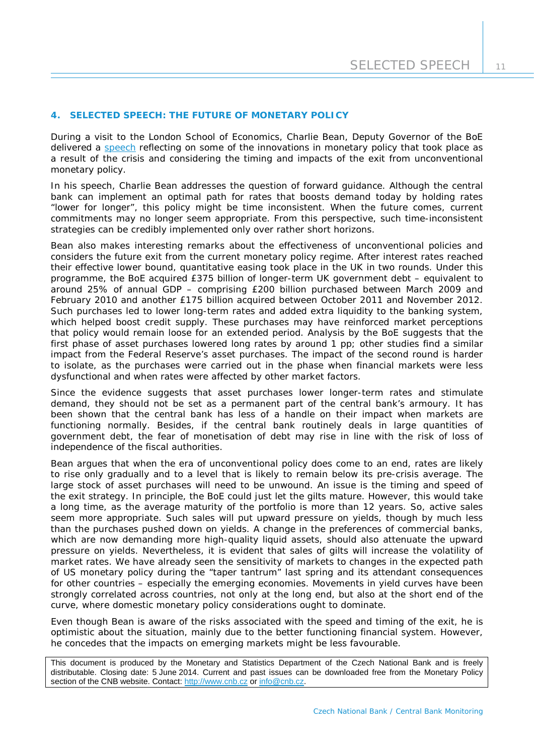## 4. SELECTED SPEECH: THE FUTURE OF MONETARY POLICY

During a visit to the London School of Economics, Charlie Bean, Deputy Governor of the BoE delivered a speech reflecting on some of the innovations in monetary policy that took place as a result of the crisis and considering the timing and impacts of the exit from unconventional monetary policy.

In his speech, Charlie Bean addresses the question of forward guidance. Although the central bank can implement an optimal path for rates that boosts demand today by holding rates "lower for longer", this policy might be time inconsistent. When the future comes, current commitments may no longer seem appropriate. From this perspective, such time-inconsistent strategies can be credibly implemented only over rather short horizons.

Bean also makes interesting remarks about the effectiveness of unconventional policies and considers the future exit from the current monetary policy regime. After interest rates reached their effective lower bound, quantitative easing took place in the UK in two rounds. Under this programme, the BoE acquired £375 billion of longer-term UK government debt – equivalent to around 25% of annual GDP – comprising £200 billion purchased between March 2009 and February 2010 and another £175 billion acquired between October 2011 and November 2012. Such purchases led to lower long-term rates and added extra liquidity to the banking system, which helped boost credit supply. These purchases may have reinforced market perceptions that policy would remain loose for an extended period. Analysis by the BoE suggests that the first phase of asset purchases lowered long rates by around 1 pp; other studies find a similar impact from the Federal Reserve's asset purchases. The impact of the second round is harder to isolate, as the purchases were carried out in the phase when financial markets were less dysfunctional and when rates were affected by other market factors.

Since the evidence suggests that asset purchases lower longer-term rates and stimulate demand, they should not be set as a permanent part of the central bank's armoury. It has been shown that the central bank has less of a handle on their impact when markets are functioning normally. Besides, if the central bank routinely deals in large quantities of government debt, the fear of monetisation of debt may rise in line with the risk of loss of independence of the fiscal authorities.

Bean argues that when the era of unconventional policy does come to an end, rates are likely to rise only gradually and to a level that is likely to remain below its pre-crisis average. The large stock of asset purchases will need to be unwound. An issue is the timing and speed of the exit strategy. In principle, the BoE could just let the gilts mature. However, this would take a long time, as the average maturity of the portfolio is more than 12 years. So, active sales seem more appropriate. Such sales will put upward pressure on yields, though by much less than the purchases pushed down on yields. A change in the preferences of commercial banks, which are now demanding more high-quality liquid assets, should also attenuate the upward pressure on yields. Nevertheless, it is evident that sales of gilts will increase the volatility of market rates. We have already seen the sensitivity of markets to changes in the expected path of US monetary policy during the "taper tantrum" last spring and its attendant consequences for other countries – especially the emerging economies. Movements in yield curves have been strongly correlated across countries, not only at the long end, but also at the short end of the curve, where domestic monetary policy considerations ought to dominate.

Even though Bean is aware of the risks associated with the speed and timing of the exit, he is optimistic about the situation, mainly due to the better functioning financial system. However, he concedes that the impacts on emerging markets might be less favourable.

This document is produced by the Monetary and Statistics Department of the Czech National Bank and is freely distributable. Closing date: 5 June 2014. Current and past issues can be downloaded free from the Monetary Policy section of the CNB website. Contact: http://www.cnb.cz or info@cnb.cz.